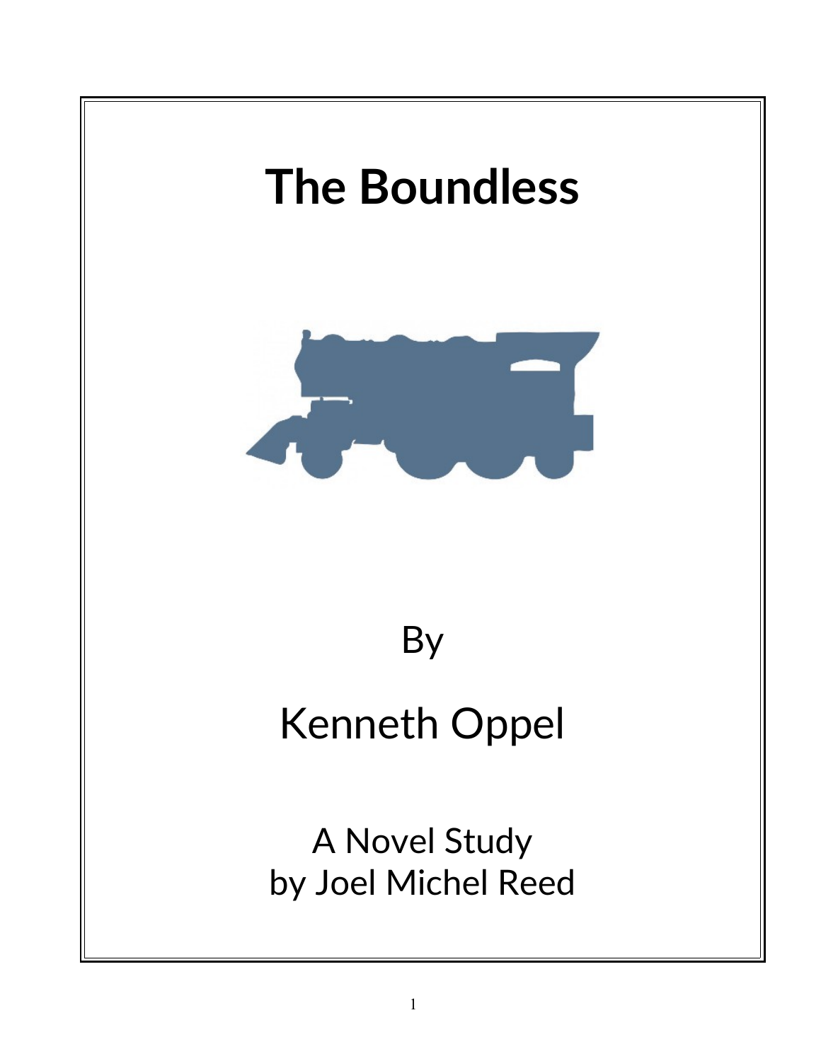# The Boundless

By

Kenneth Oppel

A Novel Study
by Joel Michel Reed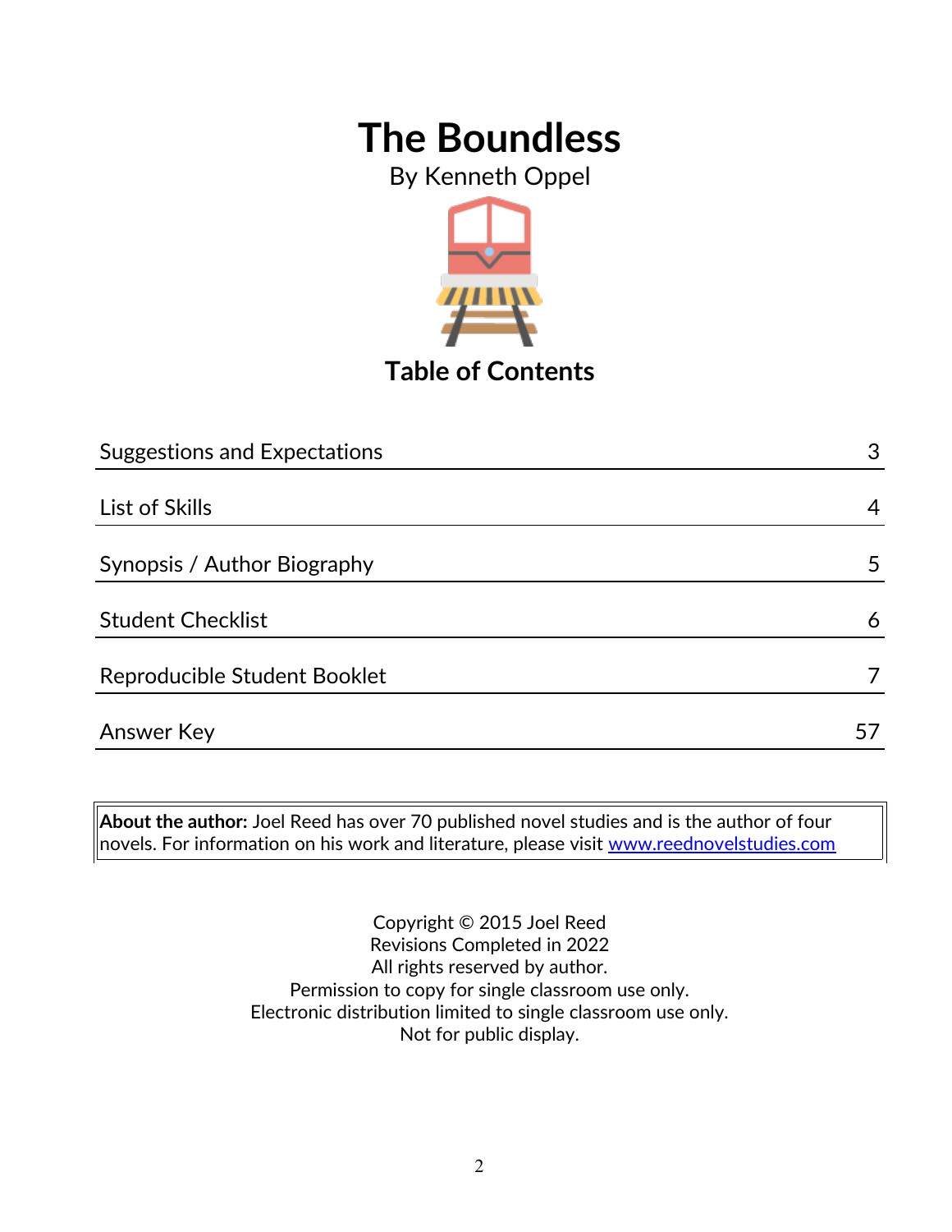# The Boundless

By Kenneth Oppel

## Table of Contents

| | |
|---|---|
| Suggestions and Expectations | 3 |
| List of Skills | 4 |
| Synopsis / Author Biography | 5 |
| Student Checklist | 6 |
| Reproducible Student Booklet | 7 |
| Answer Key | 57 |

**About the author:** Joel Reed has over 70 published novel studies and is the author of four novels. For information on his work and literature, please visit www.reednovelstudies.com

Copyright © 2015 Joel Reed
Revisions Completed in 2022
All rights reserved by author.
Permission to copy for single classroom use only.
Electronic distribution limited to single classroom use only.
Not for public display.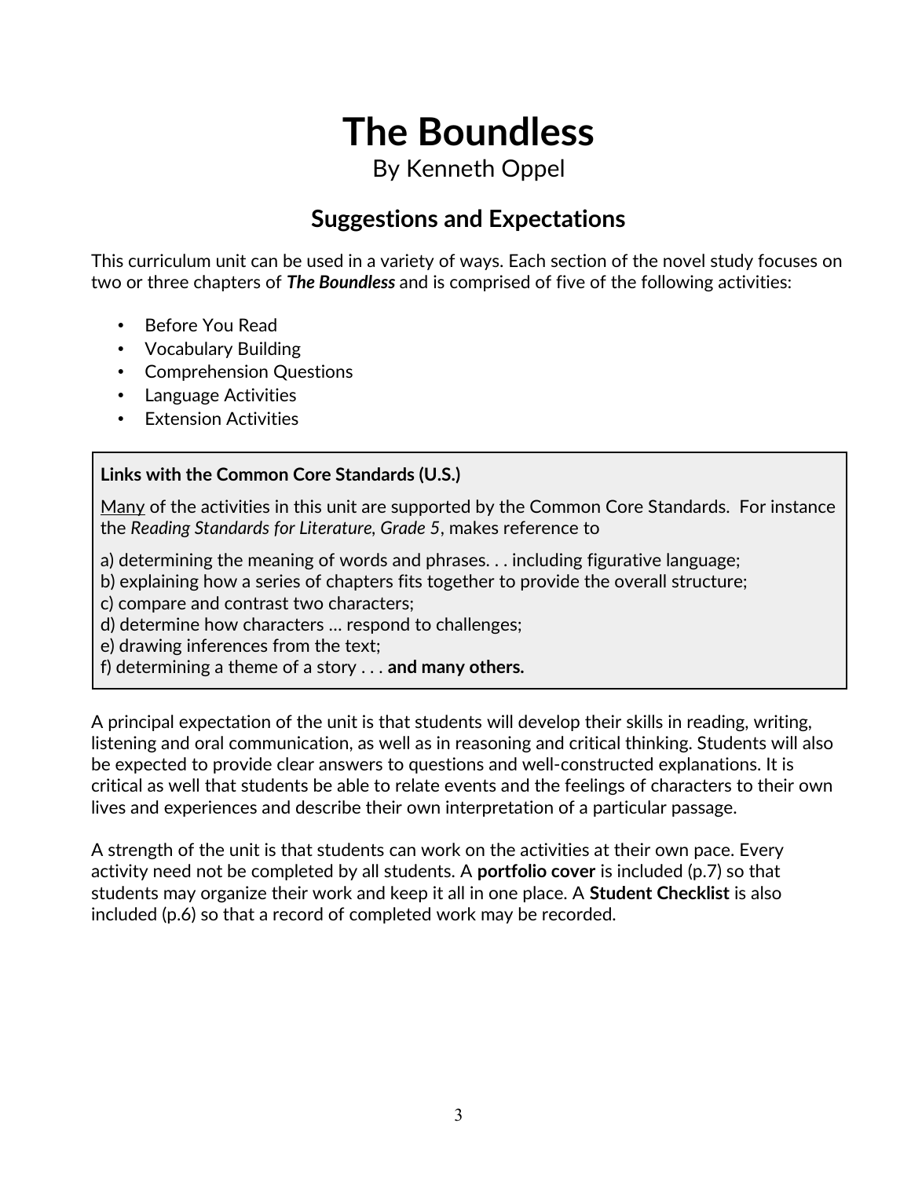# The Boundless

By Kenneth Oppel

## Suggestions and Expectations

This curriculum unit can be used in a variety of ways. Each section of the novel study focuses on two or three chapters of ***The Boundless*** and is comprised of five of the following activities:

- Before You Read
- Vocabulary Building
- Comprehension Questions
- Language Activities
- Extension Activities

> **Links with the Common Core Standards (U.S.)**
>
> Many of the activities in this unit are supported by the Common Core Standards. For instance the *Reading Standards for Literature, Grade 5*, makes reference to
>
> a) determining the meaning of words and phrases. . . including figurative language;
> b) explaining how a series of chapters fits together to provide the overall structure;
> c) compare and contrast two characters;
> d) determine how characters … respond to challenges;
> e) drawing inferences from the text;
> f) determining a theme of a story . . . **and many others.**

A principal expectation of the unit is that students will develop their skills in reading, writing, listening and oral communication, as well as in reasoning and critical thinking. Students will also be expected to provide clear answers to questions and well-constructed explanations. It is critical as well that students be able to relate events and the feelings of characters to their own lives and experiences and describe their own interpretation of a particular passage.

A strength of the unit is that students can work on the activities at their own pace. Every activity need not be completed by all students. A **portfolio cover** is included (p.7) so that students may organize their work and keep it all in one place. A **Student Checklist** is also included (p.6) so that a record of completed work may be recorded.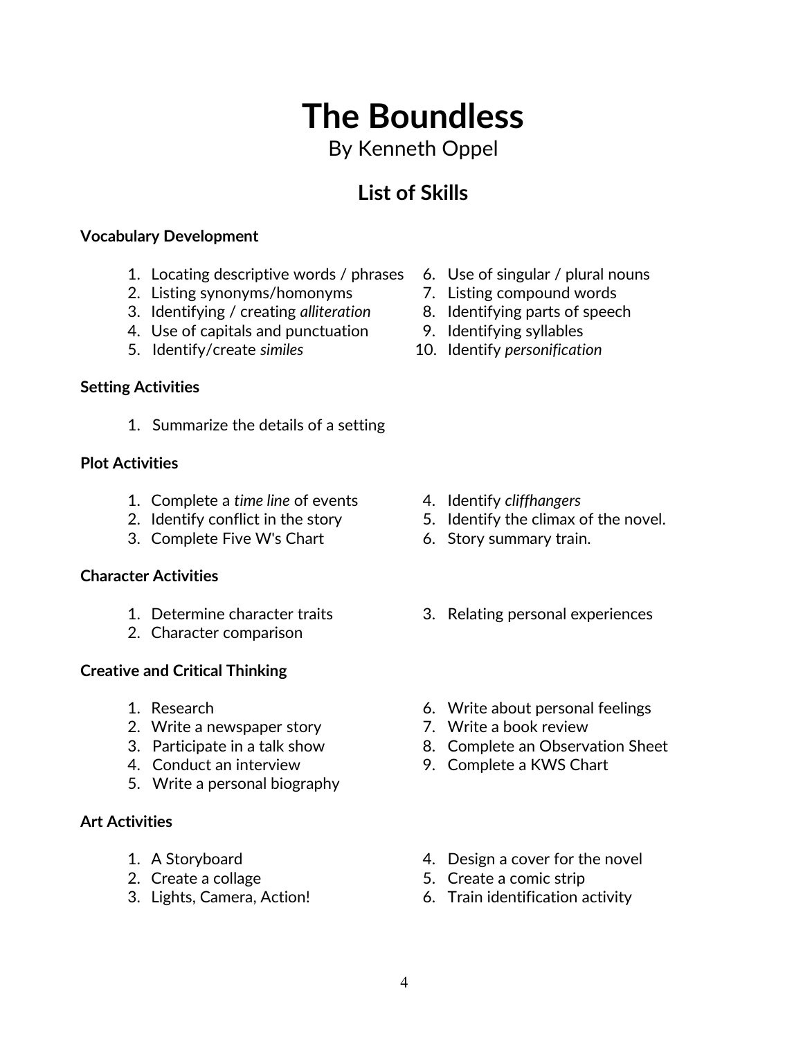# The Boundless

By Kenneth Oppel

## List of Skills

**Vocabulary Development**

1. Locating descriptive words / phrases
2. Listing synonyms/homonyms
3. Identifying / creating *alliteration*
4. Use of capitals and punctuation
5. Identify/create *similes*
6. Use of singular / plural nouns
7. Listing compound words
8. Identifying parts of speech
9. Identifying syllables
10. Identify *personification*

**Setting Activities**

1. Summarize the details of a setting

**Plot Activities**

1. Complete a *time line* of events
2. Identify conflict in the story
3. Complete Five W's Chart
4. Identify *cliffhangers*
5. Identify the climax of the novel.
6. Story summary train.

**Character Activities**

1. Determine character traits
2. Character comparison
3. Relating personal experiences

**Creative and Critical Thinking**

1. Research
2. Write a newspaper story
3. Participate in a talk show
4. Conduct an interview
5. Write a personal biography
6. Write about personal feelings
7. Write a book review
8. Complete an Observation Sheet
9. Complete a KWS Chart

**Art Activities**

1. A Storyboard
2. Create a collage
3. Lights, Camera, Action!
4. Design a cover for the novel
5. Create a comic strip
6. Train identification activity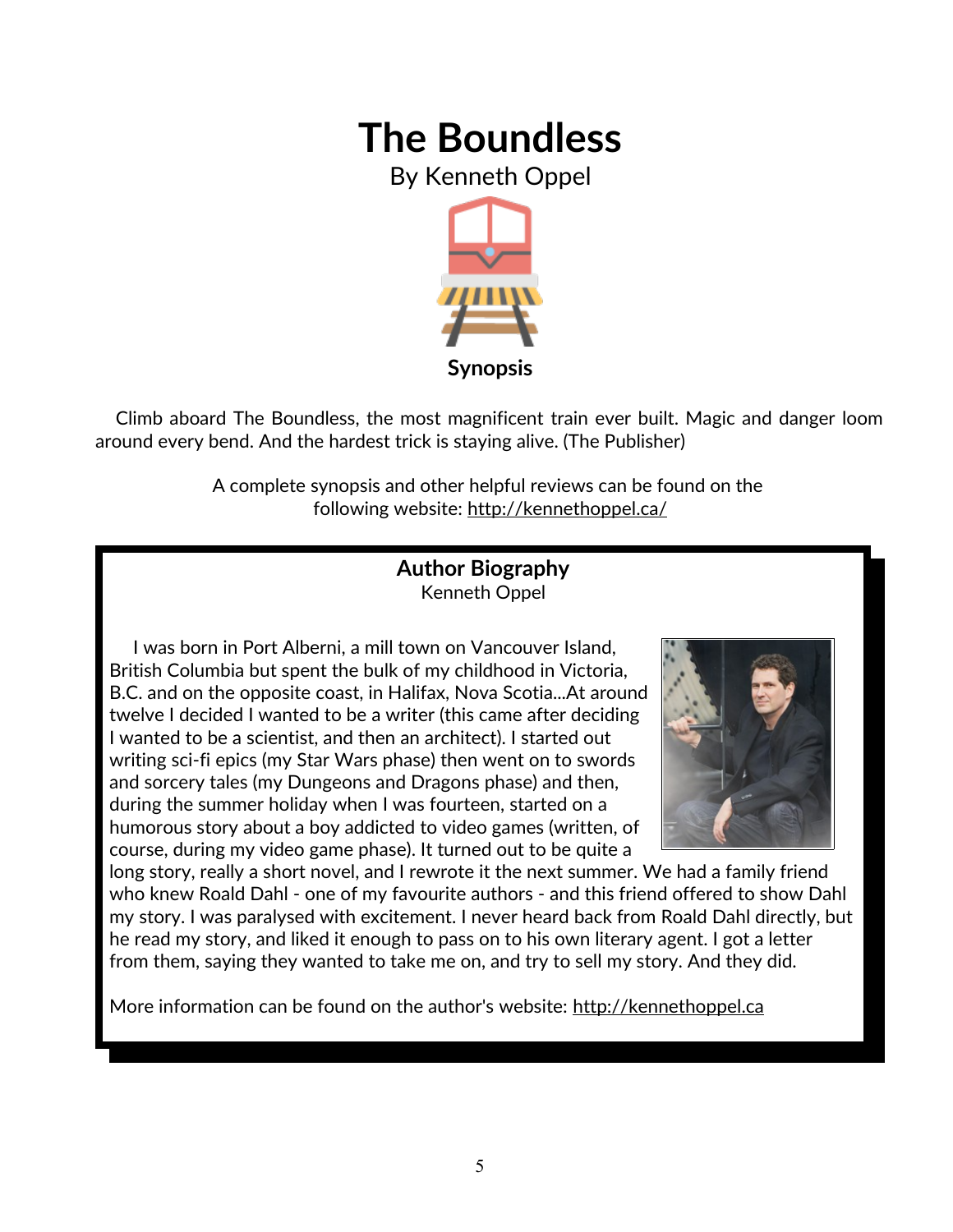# The Boundless

By Kenneth Oppel

**Synopsis**

Climb aboard The Boundless, the most magnificent train ever built. Magic and danger loom around every bend. And the hardest trick is staying alive. (The Publisher)

A complete synopsis and other helpful reviews can be found on the following website: http://kennethoppel.ca/

## Author Biography

Kenneth Oppel

I was born in Port Alberni, a mill town on Vancouver Island, British Columbia but spent the bulk of my childhood in Victoria, B.C. and on the opposite coast, in Halifax, Nova Scotia...At around twelve I decided I wanted to be a writer (this came after deciding I wanted to be a scientist, and then an architect). I started out writing sci-fi epics (my Star Wars phase) then went on to swords and sorcery tales (my Dungeons and Dragons phase) and then, during the summer holiday when I was fourteen, started on a humorous story about a boy addicted to video games (written, of course, during my video game phase). It turned out to be quite a long story, really a short novel, and I rewrote it the next summer. We had a family friend who knew Roald Dahl - one of my favourite authors - and this friend offered to show Dahl my story. I was paralysed with excitement. I never heard back from Roald Dahl directly, but he read my story, and liked it enough to pass on to his own literary agent. I got a letter from them, saying they wanted to take me on, and try to sell my story. And they did.

More information can be found on the author's website: http://kennethoppel.ca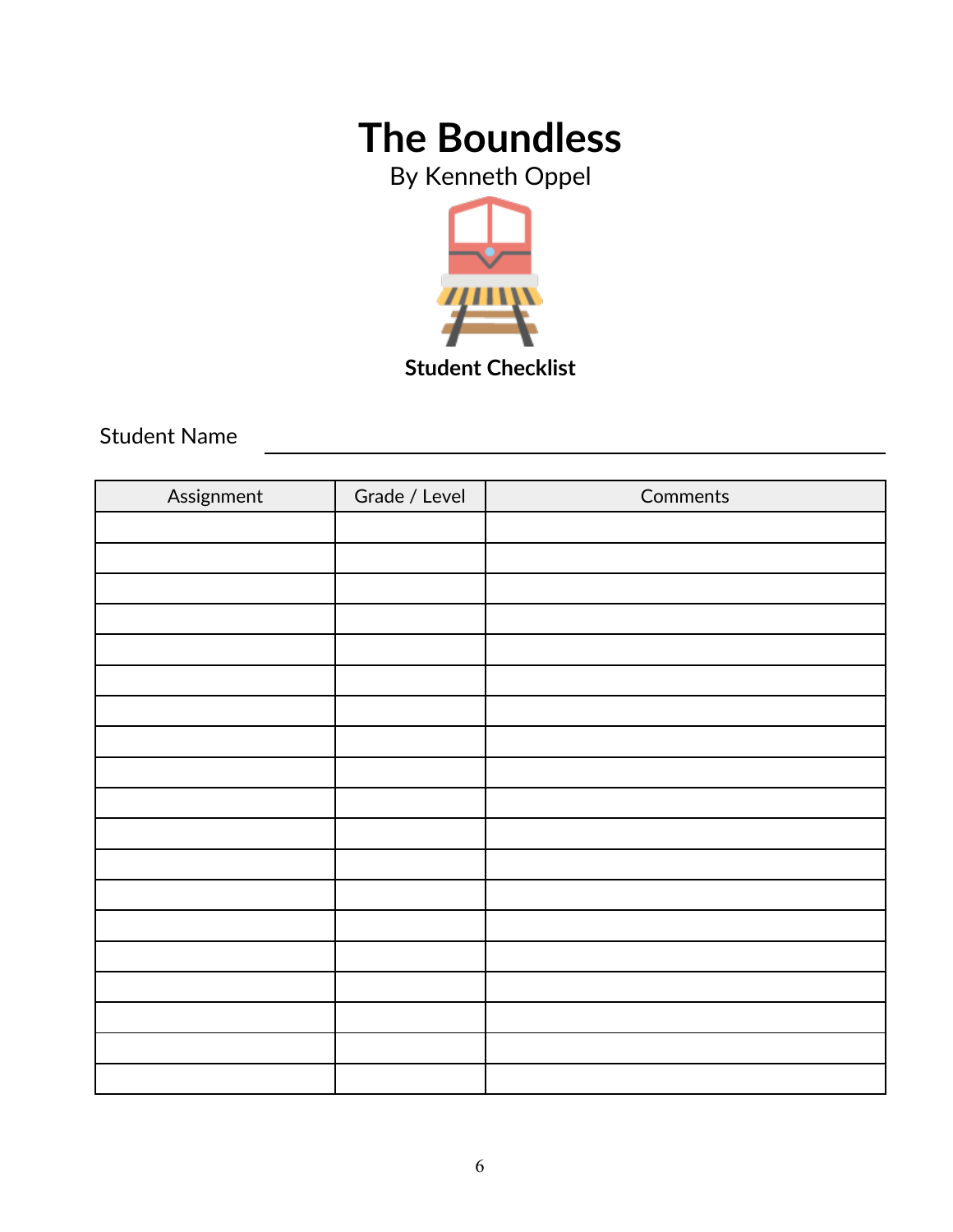# The Boundless

By Kenneth Oppel

**Student Checklist**

Student Name ____________________________________________

| Assignment | Grade / Level | Comments |
|---|---|---|
| | | |
| | | |
| | | |
| | | |
| | | |
| | | |
| | | |
| | | |
| | | |
| | | |
| | | |
| | | |
| | | |
| | | |
| | | |
| | | |
| | | |
| | | |
| | | |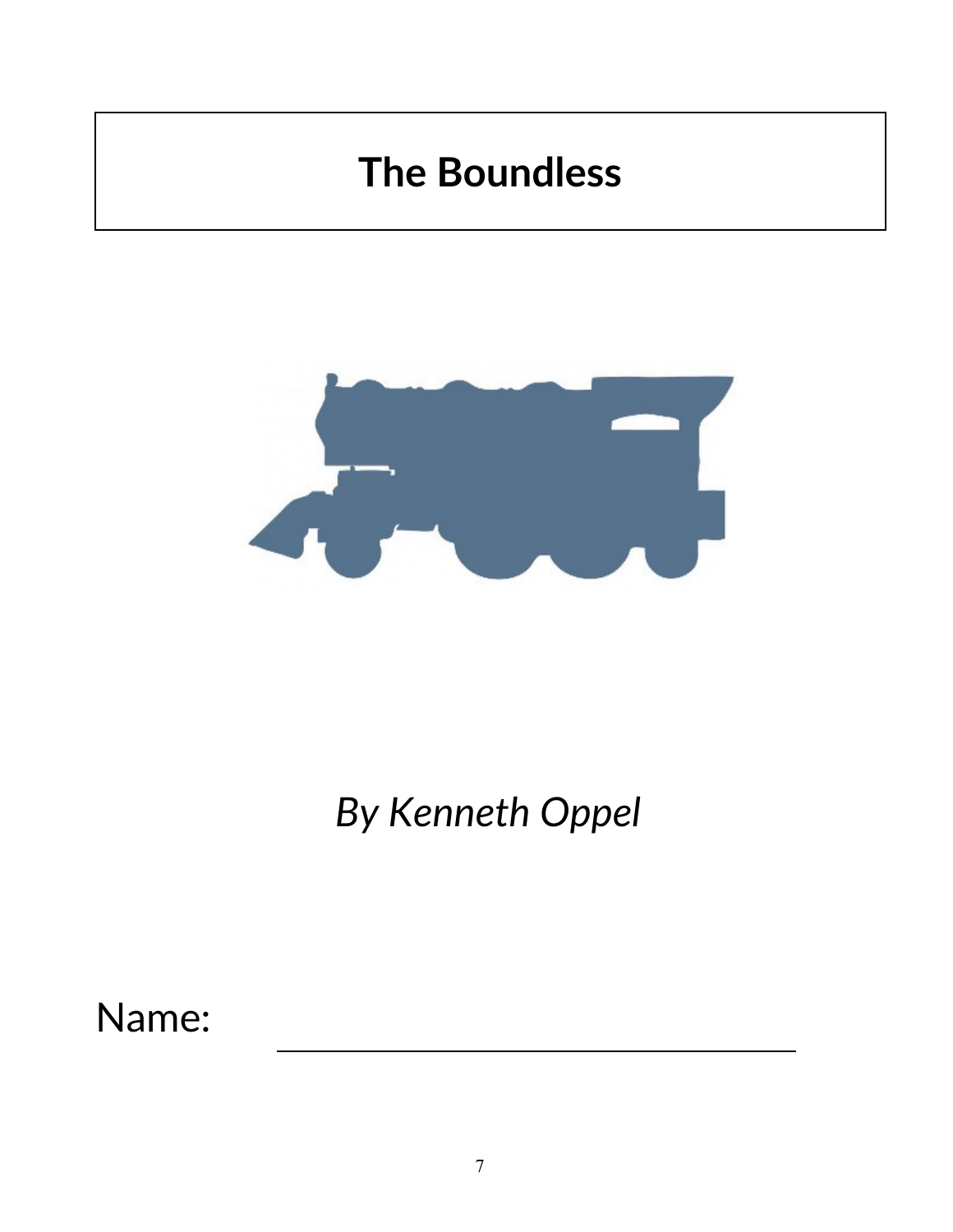# The Boundless

*By Kenneth Oppel*

Name: ______________________________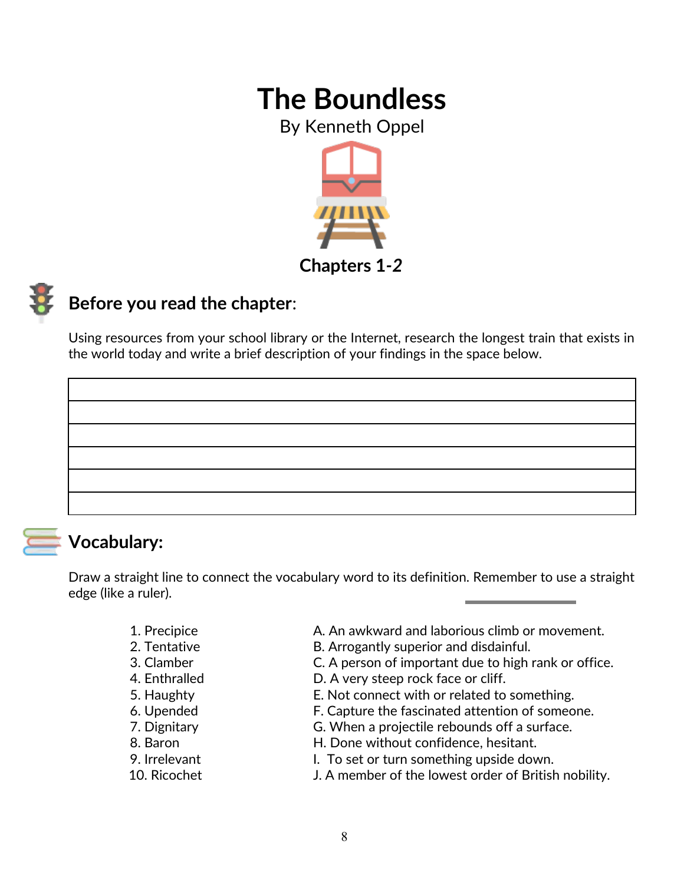# The Boundless

By Kenneth Oppel

### Chapters 1-2

## Before you read the chapter:

Using resources from your school library or the Internet, research the longest train that exists in the world today and write a brief description of your findings in the space below.

| |
|---|
| |
| |
| |
| |
| |

## Vocabulary:

Draw a straight line to connect the vocabulary word to its definition. Remember to use a straight edge (like a ruler).

| | |
|---|---|
| 1. Precipice | A. An awkward and laborious climb or movement. |
| 2. Tentative | B. Arrogantly superior and disdainful. |
| 3. Clamber | C. A person of important due to high rank or office. |
| 4. Enthralled | D. A very steep rock face or cliff. |
| 5. Haughty | E. Not connect with or related to something. |
| 6. Upended | F. Capture the fascinated attention of someone. |
| 7. Dignitary | G. When a projectile rebounds off a surface. |
| 8. Baron | H. Done without confidence, hesitant. |
| 9. Irrelevant | I. To set or turn something upside down. |
| 10. Ricochet | J. A member of the lowest order of British nobility. |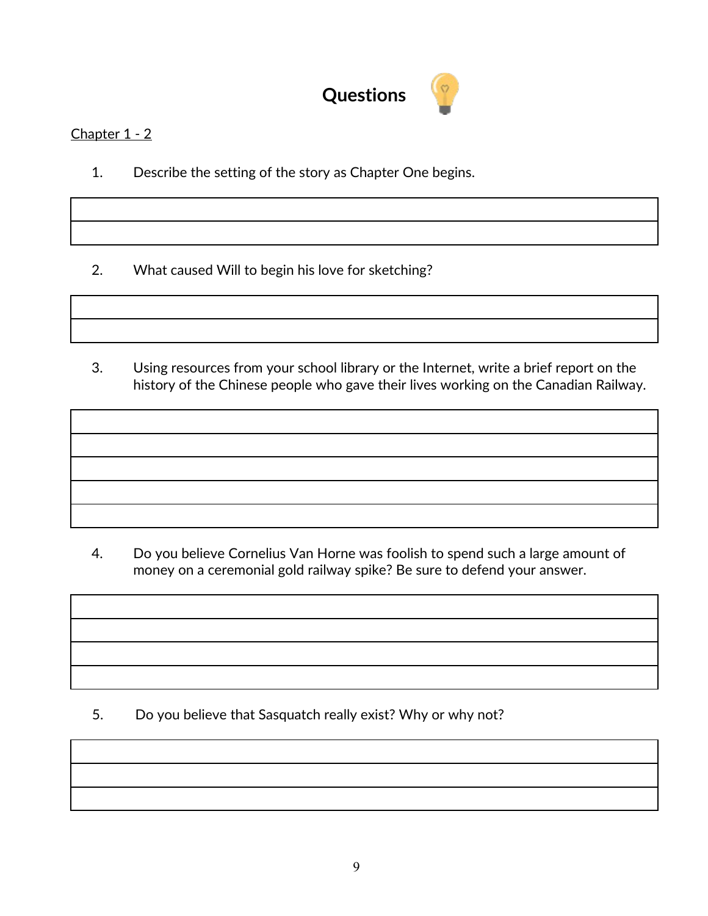# Questions

Chapter 1 - 2

1. Describe the setting of the story as Chapter One begins.

2. What caused Will to begin his love for sketching?

3. Using resources from your school library or the Internet, write a brief report on the history of the Chinese people who gave their lives working on the Canadian Railway.

4. Do you believe Cornelius Van Horne was foolish to spend such a large amount of money on a ceremonial gold railway spike? Be sure to defend your answer.

5. Do you believe that Sasquatch really exist? Why or why not?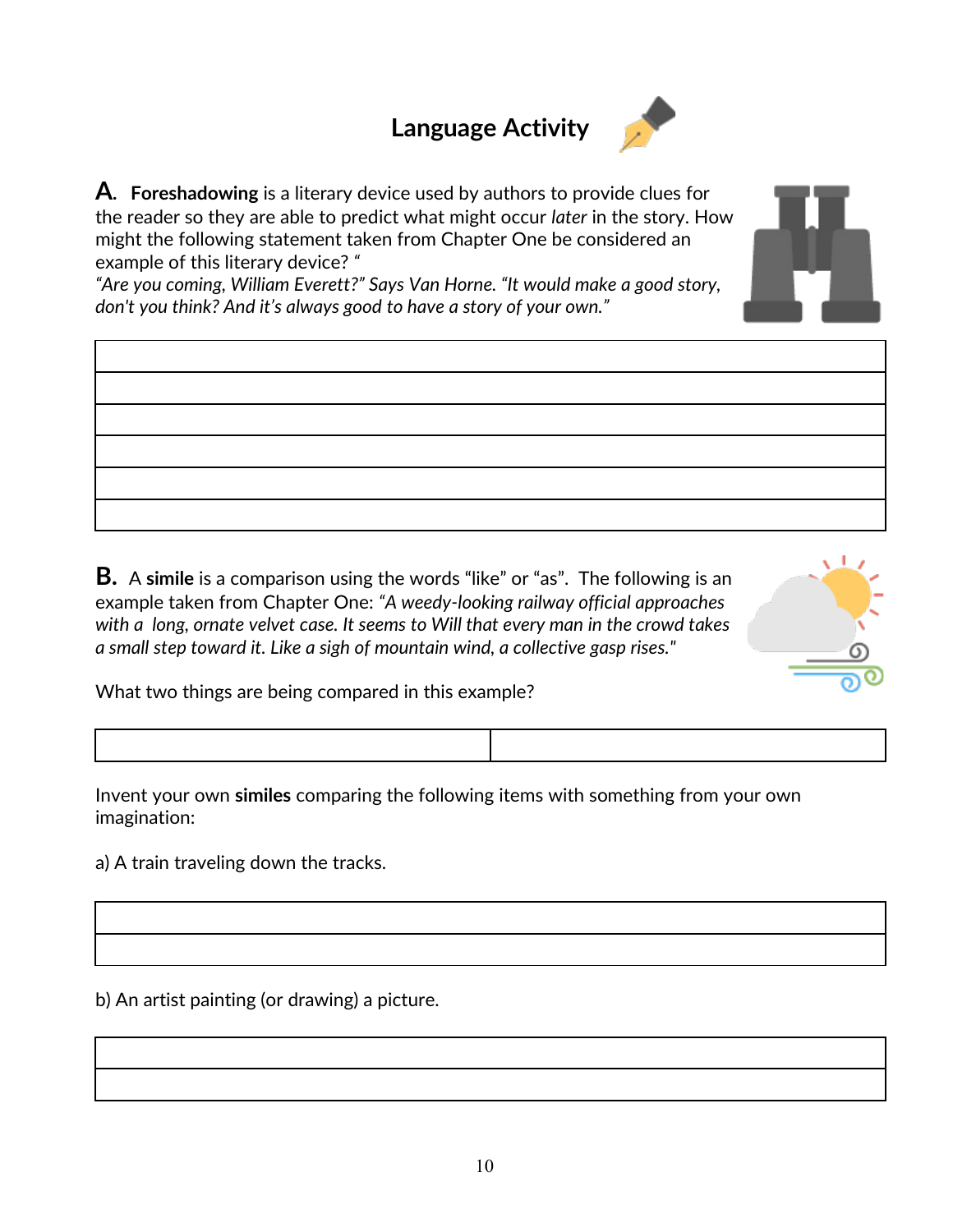# Language Activity

**A. Foreshadowing** is a literary device used by authors to provide clues for the reader so they are able to predict what might occur *later* in the story. How might the following statement taken from Chapter One be considered an example of this literary device? "
*"Are you coming, William Everett?" Says Van Horne. "It would make a good story, don't you think? And it's always good to have a story of your own."*

|  |
|---|
|  |
|  |
|  |
|  |
|  |

**B.** A **simile** is a comparison using the words "like" or "as". The following is an example taken from Chapter One: *"A weedy-looking railway official approaches with a long, ornate velvet case. It seems to Will that every man in the crowd takes a small step toward it. Like a sigh of mountain wind, a collective gasp rises."*

What two things are being compared in this example?

|  |  |
|---|---|
|  |  |

Invent your own **similes** comparing the following items with something from your own imagination:

a) A train traveling down the tracks.

|  |
|---|
|  |
|  |

b) An artist painting (or drawing) a picture.

|  |
|---|
|  |
|  |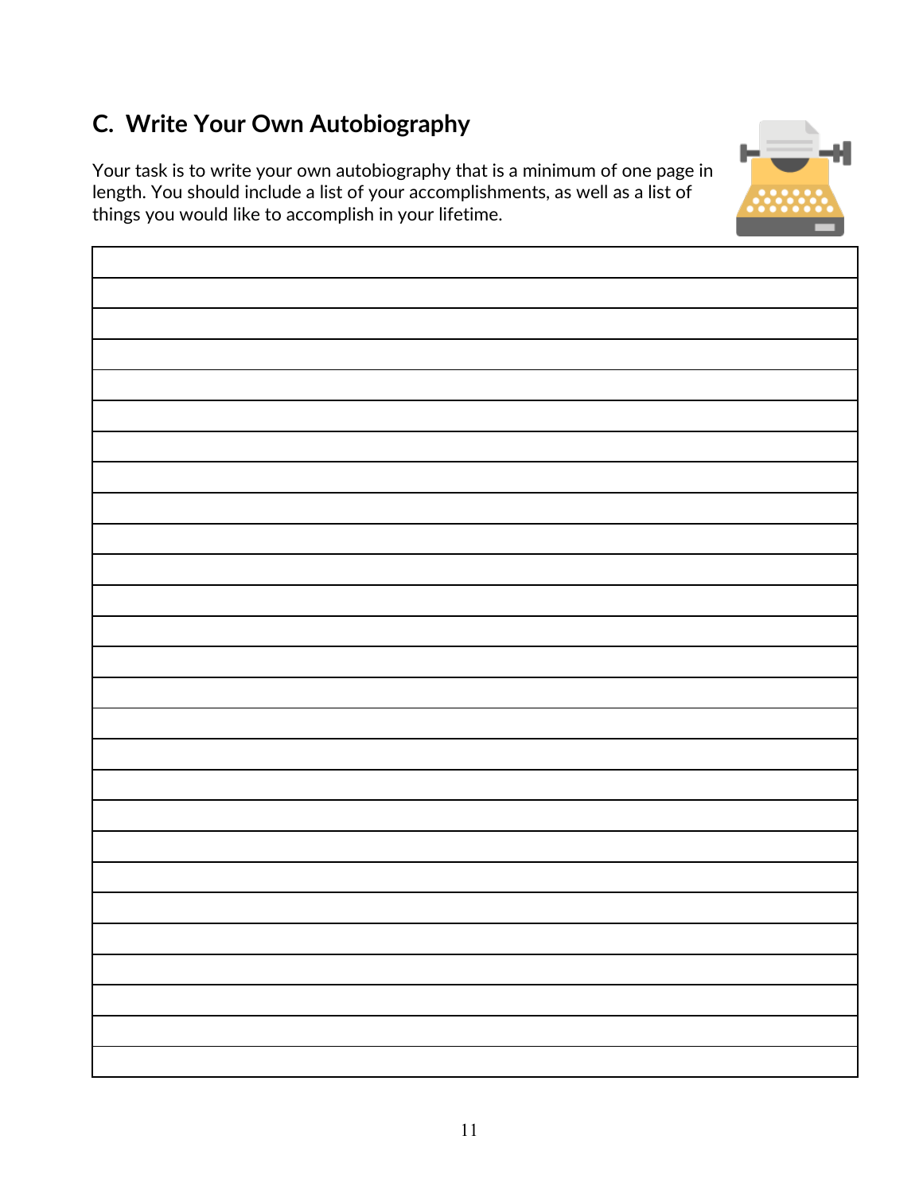## C. Write Your Own Autobiography

Your task is to write your own autobiography that is a minimum of one page in length. You should include a list of your accomplishments, as well as a list of things you would like to accomplish in your lifetime.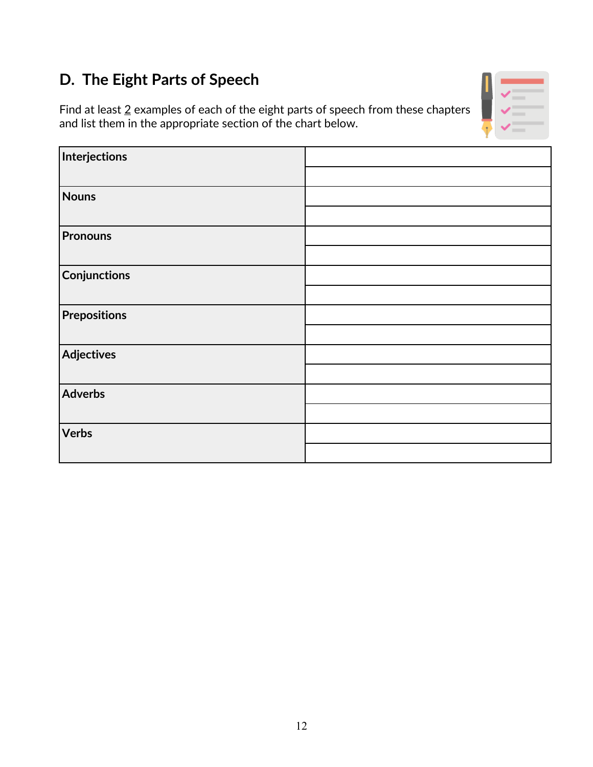## D. The Eight Parts of Speech

Find at least 2 examples of each of the eight parts of speech from these chapters and list them in the appropriate section of the chart below.

| | |
|---|---|
| **Interjections** | |
| | |
| **Nouns** | |
| | |
| **Pronouns** | |
| | |
| **Conjunctions** | |
| | |
| **Prepositions** | |
| | |
| **Adjectives** | |
| | |
| **Adverbs** | |
| | |
| **Verbs** | |
| | |